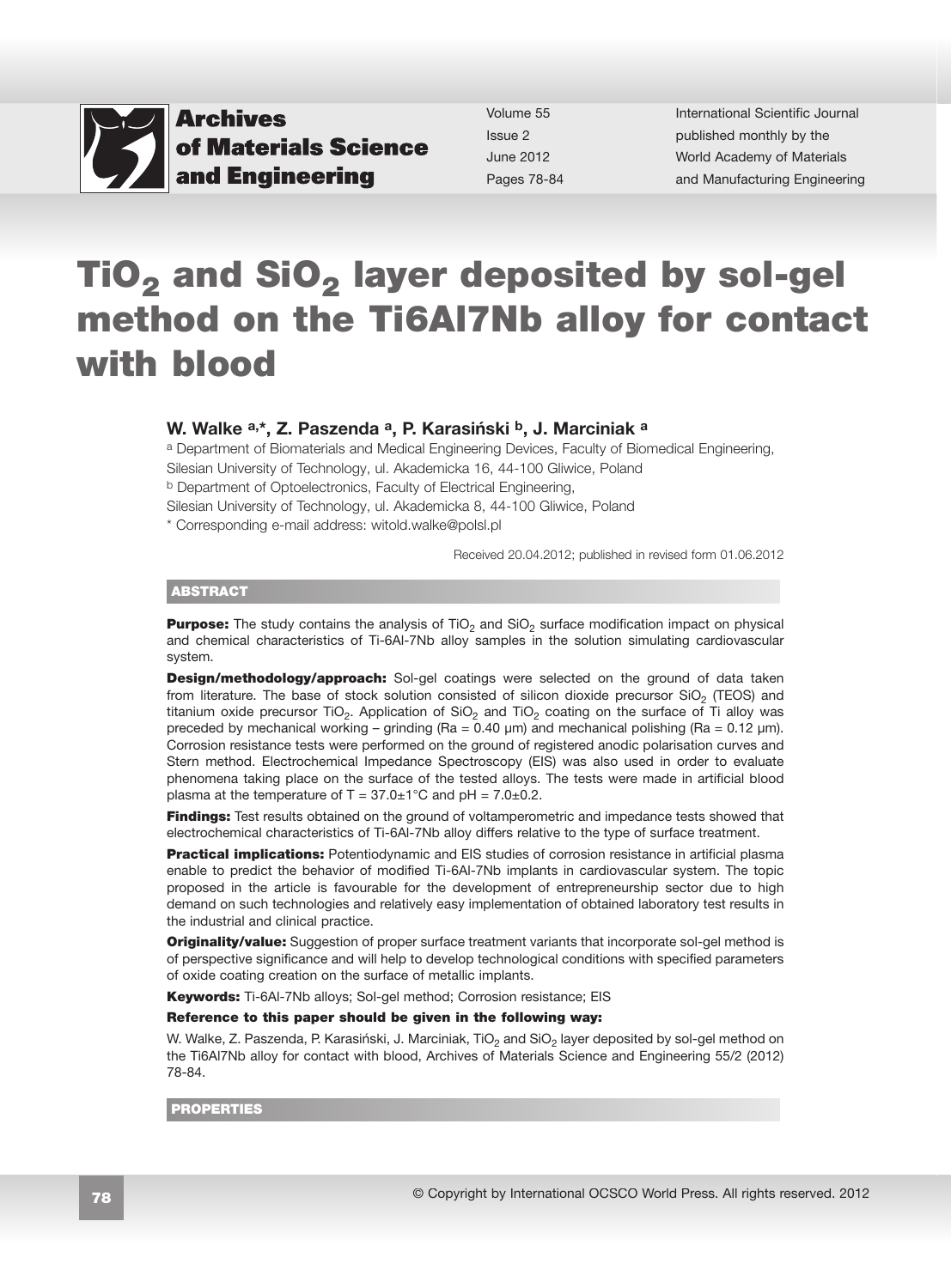# $TiO_2$ and $SiO_2$ layer deposited by sol-gel method on the Ti6Al7Nb alloy for contact with blood

**W. Walke [a,*], Z. Paszenda [a], P. Karasiński [b], J. Marciniak [a]**

[a] Department of Biomaterials and Medical Engineering Devices, Faculty of Biomedical Engineering, Silesian University of Technology, ul. Akademicka 16, 44-100 Gliwice, Poland

[b] Department of Optoelectronics, Faculty of Electrical Engineering, Silesian University of Technology, ul. Akademicka 8, 44-100 Gliwice, Poland

* Corresponding e-mail address: witold.walke@polsl.pl

Received 20.04.2012; published in revised form 01.06.2012

## ABSTRACT

**Purpose:** The study contains the analysis of $TiO_2$ and $SiO_2$ surface modification impact on physical and chemical characteristics of Ti-6Al-7Nb alloy samples in the solution simulating cardiovascular system.

**Design/methodology/approach:** Sol-gel coatings were selected on the ground of data taken from literature. The base of stock solution consisted of silicon dioxide precursor $SiO_2$ (TEOS) and titanium oxide precursor $TiO_2$. Application of $SiO_2$ and $TiO_2$ coating on the surface of Ti alloy was preceded by mechanical working – grinding (Ra = 0.40 μm) and mechanical polishing (Ra = 0.12 μm). Corrosion resistance tests were performed on the ground of registered anodic polarisation curves and Stern method. Electrochemical Impedance Spectroscopy (EIS) was also used in order to evaluate phenomena taking place on the surface of the tested alloys. The tests were made in artificial blood plasma at the temperature of T = 37.0±1°C and pH = 7.0±0.2.

**Findings:** Test results obtained on the ground of voltamperometric and impedance tests showed that electrochemical characteristics of Ti-6Al-7Nb alloy differs relative to the type of surface treatment.

**Practical implications:** Potentiodynamic and EIS studies of corrosion resistance in artificial plasma enable to predict the behavior of modified Ti-6Al-7Nb implants in cardiovascular system. The topic proposed in the article is favourable for the development of entrepreneurship sector due to high demand on such technologies and relatively easy implementation of obtained laboratory test results in the industrial and clinical practice.

**Originality/value:** Suggestion of proper surface treatment variants that incorporate sol-gel method is of perspective significance and will help to develop technological conditions with specified parameters of oxide coating creation on the surface of metallic implants.

**Keywords:** Ti-6Al-7Nb alloys; Sol-gel method; Corrosion resistance; EIS

**Reference to this paper should be given in the following way:**

W. Walke, Z. Paszenda, P. Karasiński, J. Marciniak, $TiO_2$ and $SiO_2$ layer deposited by sol-gel method on the Ti6Al7Nb alloy for contact with blood, Archives of Materials Science and Engineering 55/2 (2012) 78-84.

## PROPERTIES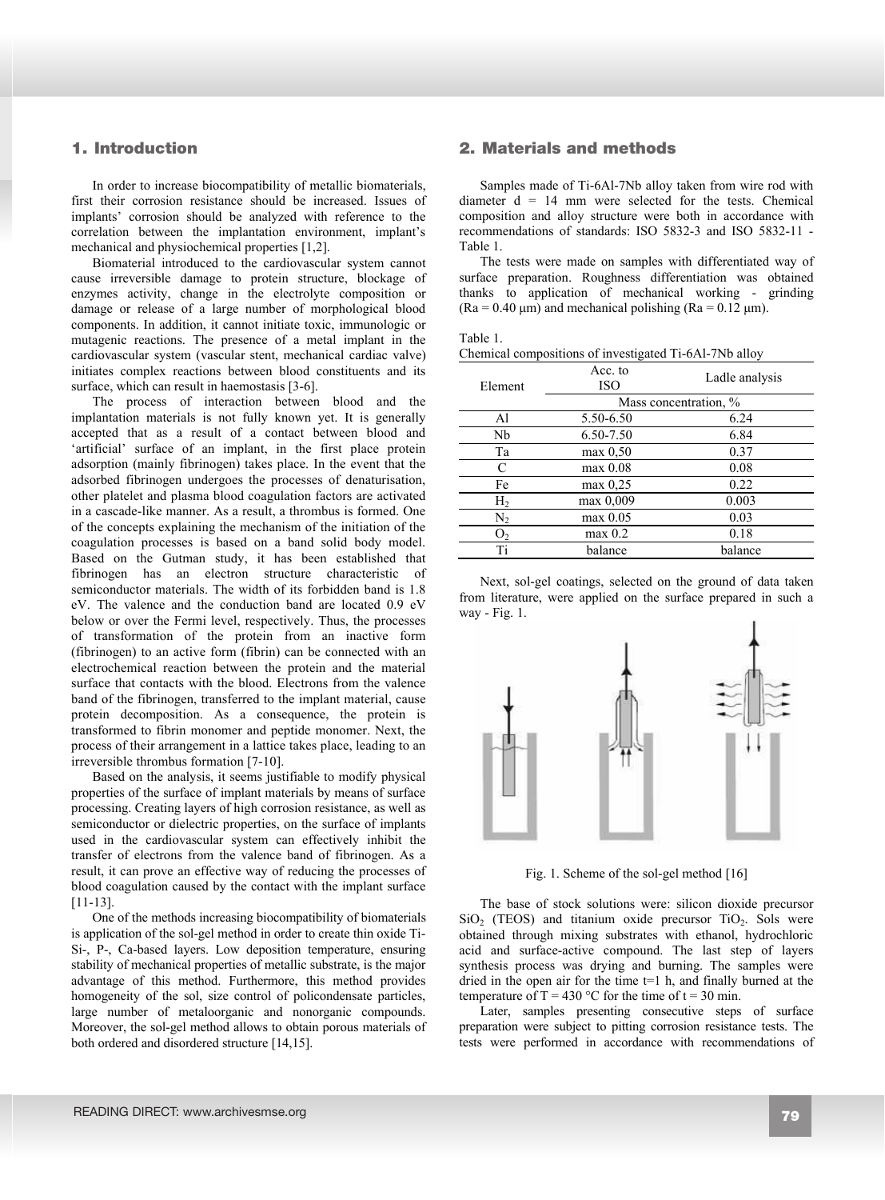## 1. Introduction

In order to increase biocompatibility of metallic biomaterials, first their corrosion resistance should be increased. Issues of implants' corrosion should be analyzed with reference to the correlation between the implantation environment, implant's mechanical and physiochemical properties [1,2].

Biomaterial introduced to the cardiovascular system cannot cause irreversible damage to protein structure, blockage of enzymes activity, change in the electrolyte composition or damage or release of a large number of morphological blood components. In addition, it cannot initiate toxic, immunologic or mutagenic reactions. The presence of a metal implant in the cardiovascular system (vascular stent, mechanical cardiac valve) initiates complex reactions between blood constituents and its surface, which can result in haemostasis [3-6].

The process of interaction between blood and the implantation materials is not fully known yet. It is generally accepted that as a result of a contact between blood and 'artificial' surface of an implant, in the first place protein adsorption (mainly fibrinogen) takes place. In the event that the adsorbed fibrinogen undergoes the processes of denaturisation, other platelet and plasma blood coagulation factors are activated in a cascade-like manner. As a result, a thrombus is formed. One of the concepts explaining the mechanism of the initiation of the coagulation processes is based on a band solid body model. Based on the Gutman study, it has been established that fibrinogen has an electron structure characteristic of semiconductor materials. The width of its forbidden band is 1.8 eV. The valence and the conduction band are located 0.9 eV below or over the Fermi level, respectively. Thus, the processes of transformation of the protein from an inactive form (fibrinogen) to an active form (fibrin) can be connected with an electrochemical reaction between the protein and the material surface that contacts with the blood. Electrons from the valence band of the fibrinogen, transferred to the implant material, cause protein decomposition. As a consequence, the protein is transformed to fibrin monomer and peptide monomer. Next, the process of their arrangement in a lattice takes place, leading to an irreversible thrombus formation [7-10].

Based on the analysis, it seems justifiable to modify physical properties of the surface of implant materials by means of surface processing. Creating layers of high corrosion resistance, as well as semiconductor or dielectric properties, on the surface of implants used in the cardiovascular system can effectively inhibit the transfer of electrons from the valence band of fibrinogen. As a result, it can prove an effective way of reducing the processes of blood coagulation caused by the contact with the implant surface [11-13].

One of the methods increasing biocompatibility of biomaterials is application of the sol-gel method in order to create thin oxide Ti-Si-, P-, Ca-based layers. Low deposition temperature, ensuring stability of mechanical properties of metallic substrate, is the major advantage of this method. Furthermore, this method provides homogeneity of the sol, size control of policondensate particles, large number of metaloorganic and nonorganic compounds. Moreover, the sol-gel method allows to obtain porous materials of both ordered and disordered structure [14,15].

## 2. Materials and methods

Samples made of Ti-6Al-7Nb alloy taken from wire rod with diameter d = 14 mm were selected for the tests. Chemical composition and alloy structure were both in accordance with recommendations of standards: ISO 5832-3 and ISO 5832-11 - Table 1.

The tests were made on samples with differentiated way of surface preparation. Roughness differentiation was obtained thanks to application of mechanical working - grinding (Ra = 0.40 μm) and mechanical polishing (Ra = 0.12 μm).

Table 1.
Chemical compositions of investigated Ti-6Al-7Nb alloy

| Element | Acc. to ISO | Ladle analysis |
|---|---|---|
| | Mass concentration, % | |
| Al | 5.50-6.50 | 6.24 |
| Nb | 6.50-7.50 | 6.84 |
| Ta | max 0,50 | 0.37 |
| C | max 0.08 | 0.08 |
| Fe | max 0,25 | 0.22 |
| $H_2$ | max 0,009 | 0.003 |
| $N_2$ | max 0.05 | 0.03 |
| $O_2$ | max 0.2 | 0.18 |
| Ti | balance | balance |

Next, sol-gel coatings, selected on the ground of data taken from literature, were applied on the surface prepared in such a way - Fig. 1.

Fig. 1. Scheme of the sol-gel method [16]

The base of stock solutions were: silicon dioxide precursor $SiO_2$ (TEOS) and titanium oxide precursor $TiO_2$. Sols were obtained through mixing substrates with ethanol, hydrochloric acid and surface-active compound. The last step of layers synthesis process was drying and burning. The samples were dried in the open air for the time t=1 h, and finally burned at the temperature of T = 430 °C for the time of t = 30 min.

Later, samples presenting consecutive steps of surface preparation were subject to pitting corrosion resistance tests. The tests were performed in accordance with recommendations of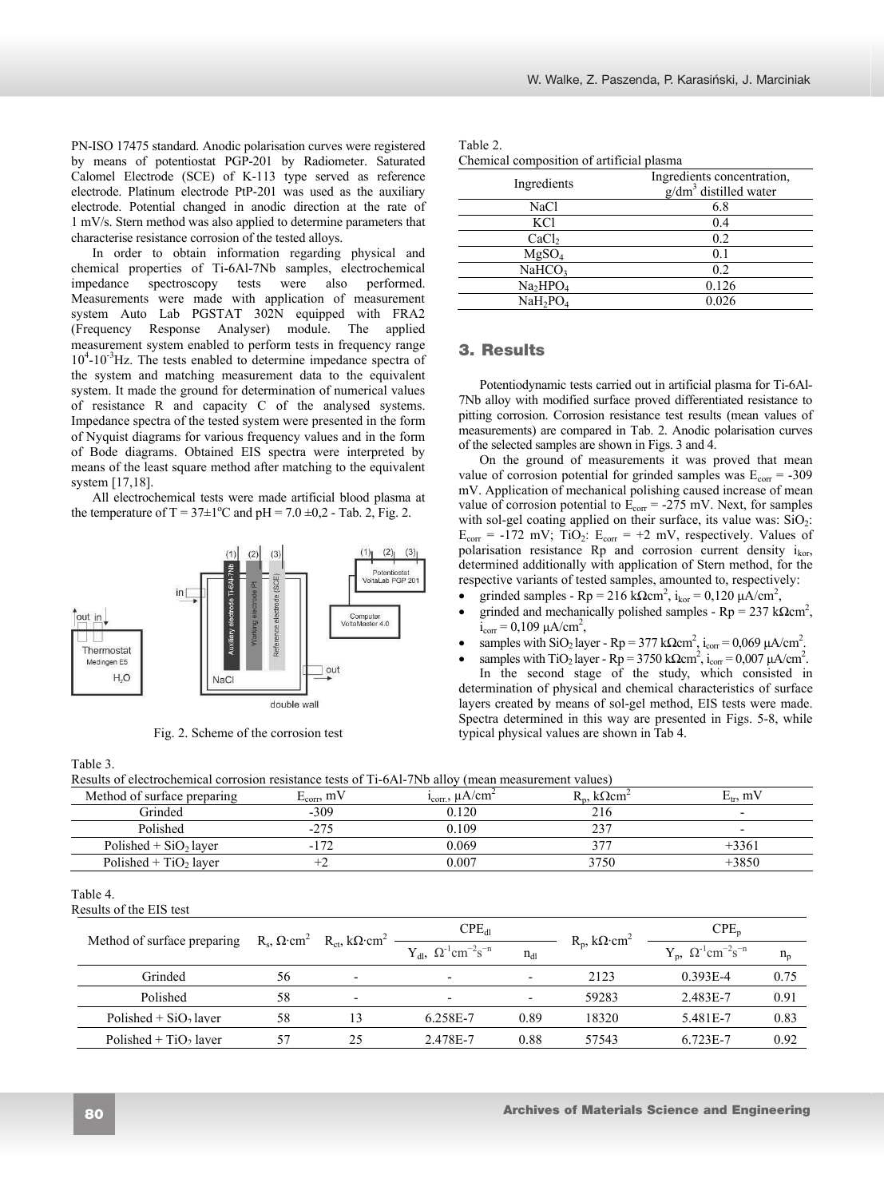PN-ISO 17475 standard. Anodic polarisation curves were registered by means of potentiostat PGP-201 by Radiometer. Saturated Calomel Electrode (SCE) of K-113 type served as reference electrode. Platinum electrode PtP-201 was used as the auxiliary electrode. Potential changed in anodic direction at the rate of 1 mV/s. Stern method was also applied to determine parameters that characterise resistance corrosion of the tested alloys.

In order to obtain information regarding physical and chemical properties of Ti-6Al-7Nb samples, electrochemical impedance spectroscopy tests were also performed. Measurements were made with application of measurement system Auto Lab PGSTAT 302N equipped with FRA2 (Frequency Response Analyser) module. The applied measurement system enabled to perform tests in frequency range $10^4$-$10^{-3}$Hz. The tests enabled to determine impedance spectra of the system and matching measurement data to the equivalent system. It made the ground for determination of numerical values of resistance R and capacity C of the analysed systems. Impedance spectra of the tested system were presented in the form of Nyquist diagrams for various frequency values and in the form of Bode diagrams. Obtained EIS spectra were interpreted by means of the least square method after matching to the equivalent system [17,18].

All electrochemical tests were made artificial blood plasma at the temperature of $T = 37\pm1^{o}C$ and $pH = 7.0 \pm0,2$ - Tab. 2, Fig. 2.

Fig. 2. Scheme of the corrosion test

Table 2.
Chemical composition of artificial plasma

| Ingredients | Ingredients concentration, g/dm$^3$ distilled water |
|---|---|
| NaCl | 6.8 |
| KCl | 0.4 |
| $CaCl_2$ | 0.2 |
| $MgSO_4$ | 0.1 |
| $NaHCO_3$ | 0.2 |
| $Na_2HPO_4$ | 0.126 |
| $NaH_2PO_4$ | 0.026 |

## 3. Results

Potentiodynamic tests carried out in artificial plasma for Ti-6Al-7Nb alloy with modified surface proved differentiated resistance to pitting corrosion. Corrosion resistance test results (mean values of measurements) are compared in Tab. 2. Anodic polarisation curves of the selected samples are shown in Figs. 3 and 4.

On the ground of measurements it was proved that mean value of corrosion potential for grinded samples was $E_{corr}$ = -309 mV. Application of mechanical polishing caused increase of mean value of corrosion potential to $E_{corr}$ = -275 mV. Next, for samples with sol-gel coating applied on their surface, its value was: $SiO_2$: $E_{corr}$ = -172 mV; $TiO_2$: $E_{corr}$ = +2 mV, respectively. Values of polarisation resistance Rp and corrosion current density $i_{kor}$, determined additionally with application of Stern method, for the respective variants of tested samples, amounted to, respectively:

- grinded samples - Rp = 216 kΩcm$^2$, $i_{kor}$ = 0,120 µA/cm$^2$,
- grinded and mechanically polished samples - Rp = 237 kΩcm$^2$, $i_{corr}$ = 0,109 µA/cm$^2$,
- samples with $SiO_2$ layer - Rp = 377 kΩcm$^2$, $i_{corr}$ = 0,069 µA/cm$^2$.
- samples with $TiO_2$ layer - Rp = 3750 kΩcm$^2$, $i_{corr}$ = 0,007 µA/cm$^2$.

In the second stage of the study, which consisted in determination of physical and chemical characteristics of surface layers created by means of sol-gel method, EIS tests were made. Spectra determined in this way are presented in Figs. 5-8, while typical physical values are shown in Tab 4.

Table 3.
Results of electrochemical corrosion resistance tests of Ti-6Al-7Nb alloy (mean measurement values)

| Method of surface preparing | $E_{corr}$, mV | $i_{corr.}$, µA/cm$^2$ | $R_p$, kΩcm$^2$ | $E_{tr}$, mV |
|---|---|---|---|---|
| Grinded | -309 | 0.120 | 216 | - |
| Polished | -275 | 0.109 | 237 | - |
| Polished + $SiO_2$ layer | -172 | 0.069 | 377 | +3361 |
| Polished + $TiO_2$ layer | +2 | 0.007 | 3750 | +3850 |

Table 4.
Results of the EIS test

| Method of surface preparing | $R_s$, Ω·cm$^2$ | $R_{ct}$, kΩ·cm$^2$ | $CPE_{dl}$ | | $R_p$, kΩ·cm$^2$ | $CPE_p$ | |
|---|---|---|---|---|---|---|---|
| | | | $Y_{dl}$, $\Omega^{-1}cm^{-2}s^{-n}$ | $n_{dl}$ | | $Y_p$, $\Omega^{-1}cm^{-2}s^{-n}$ | $n_p$ |
| Grinded | 56 | - | - | - | 2123 | 0.393E-4 | 0.75 |
| Polished | 58 | - | - | - | 59283 | 2.483E-7 | 0.91 |
| Polished + $SiO_2$ layer | 58 | 13 | 6.258E-7 | 0.89 | 18320 | 5.481E-7 | 0.83 |
| Polished + $TiO_2$ layer | 57 | 25 | 2.478E-7 | 0.88 | 57543 | 6.723E-7 | 0.92 |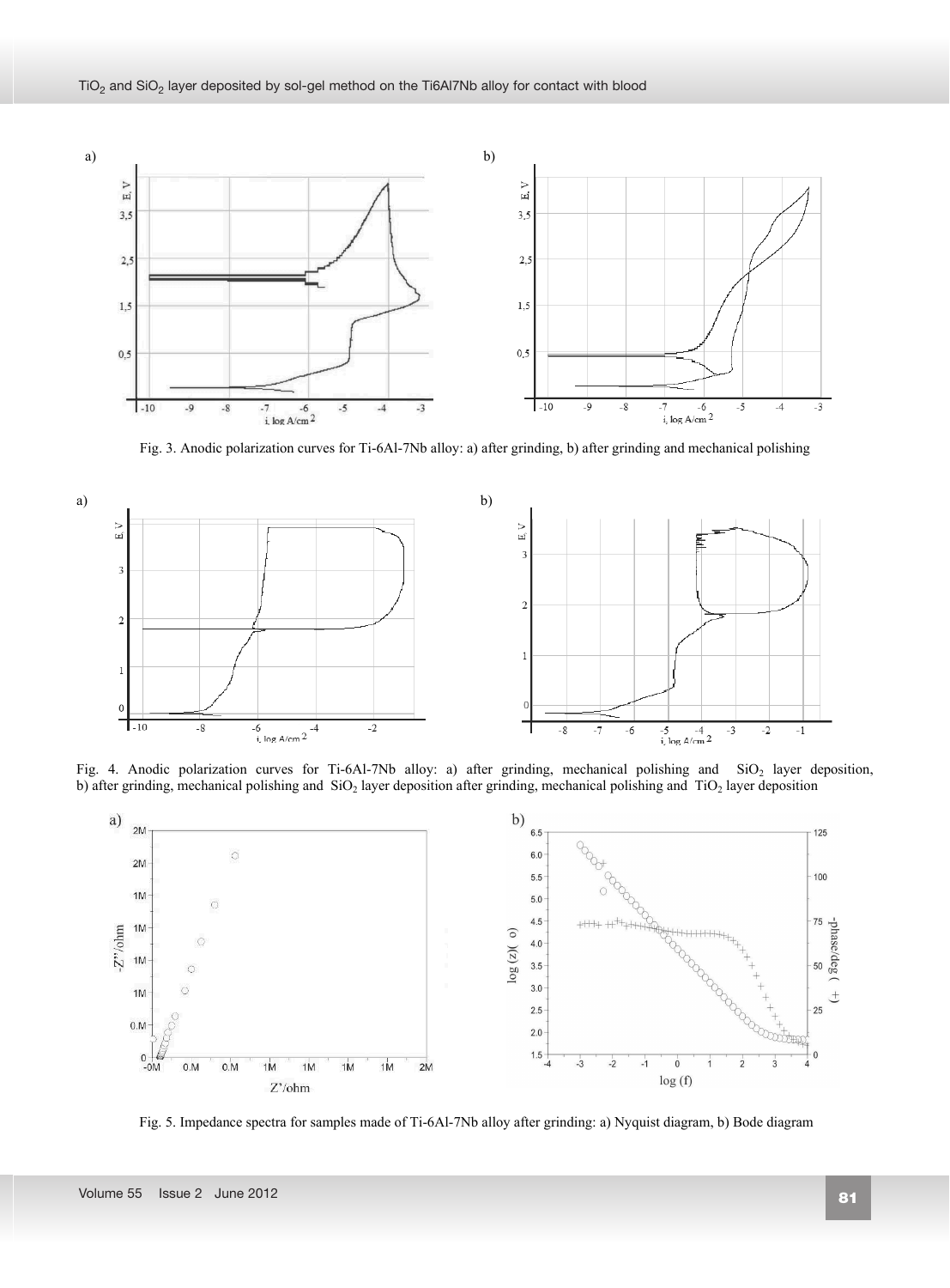Fig. 3. Anodic polarization curves for Ti-6Al-7Nb alloy: a) after grinding, b) after grinding and mechanical polishing

Fig. 4. Anodic polarization curves for Ti-6Al-7Nb alloy: a) after grinding, mechanical polishing and $SiO_2$ layer deposition, b) after grinding, mechanical polishing and $SiO_2$ layer deposition after grinding, mechanical polishing and $TiO_2$ layer deposition

Fig. 5. Impedance spectra for samples made of Ti-6Al-7Nb alloy after grinding: a) Nyquist diagram, b) Bode diagram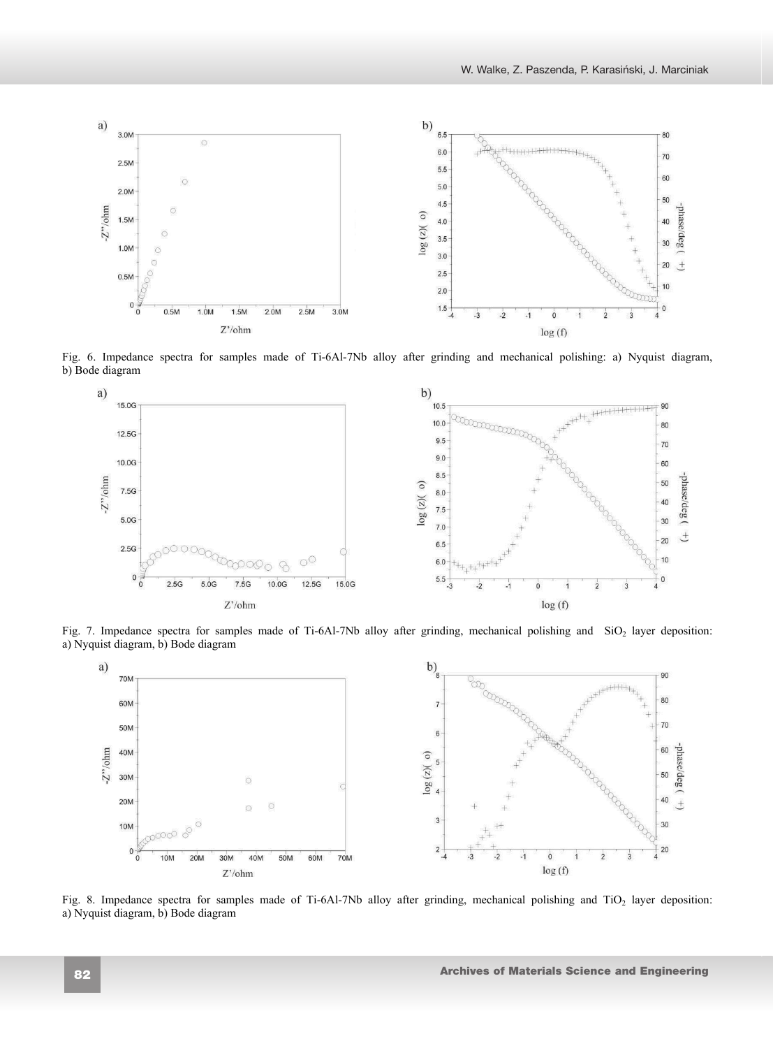Fig. 6. Impedance spectra for samples made of Ti-6Al-7Nb alloy after grinding and mechanical polishing: a) Nyquist diagram, b) Bode diagram

Fig. 7. Impedance spectra for samples made of Ti-6Al-7Nb alloy after grinding, mechanical polishing and $SiO_2$ layer deposition: a) Nyquist diagram, b) Bode diagram

Fig. 8. Impedance spectra for samples made of Ti-6Al-7Nb alloy after grinding, mechanical polishing and $TiO_2$ layer deposition: a) Nyquist diagram, b) Bode diagram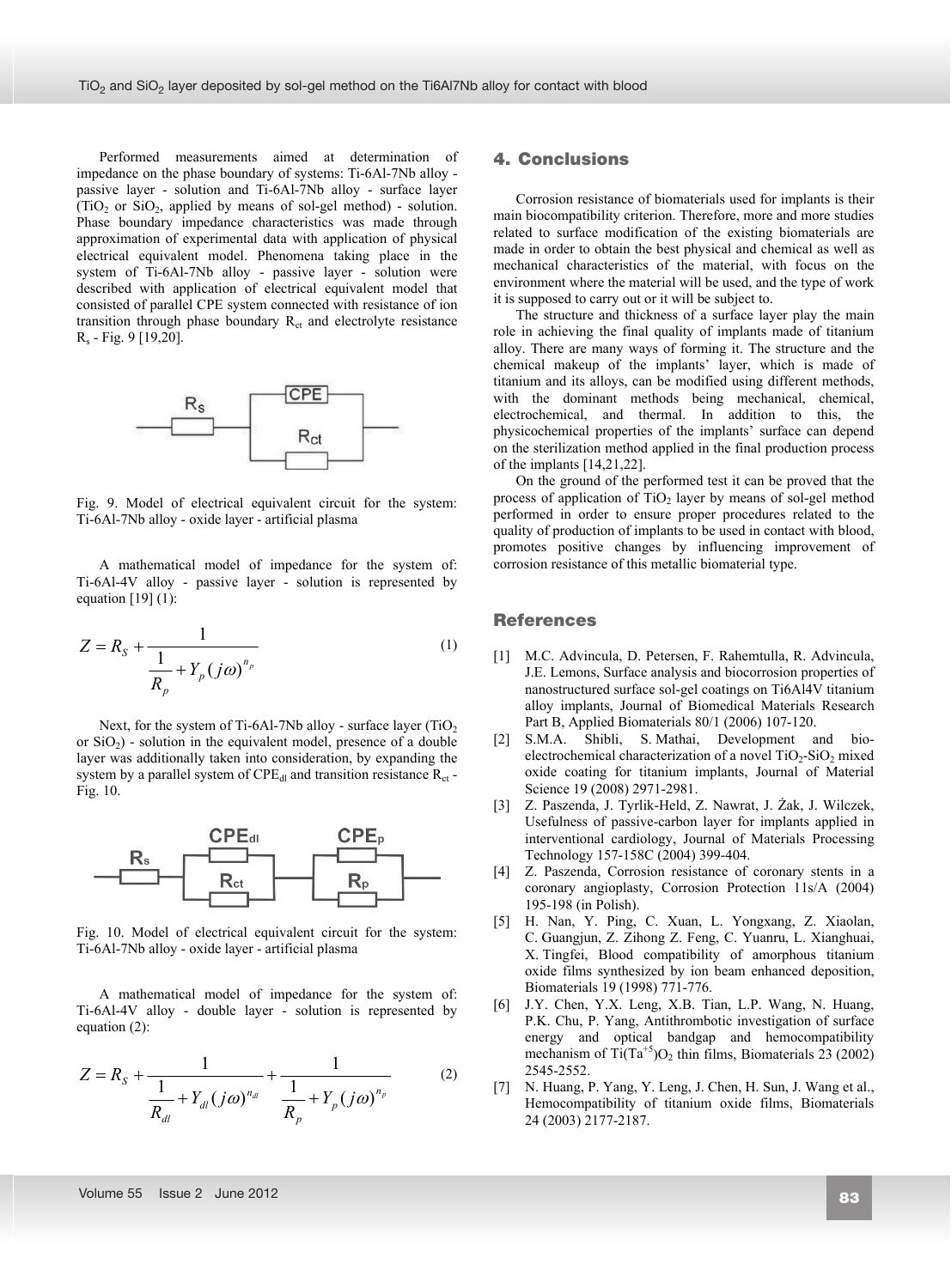Performed measurements aimed at determination of impedance on the phase boundary of systems: Ti-6Al-7Nb alloy - passive layer - solution and Ti-6Al-7Nb alloy - surface layer ($TiO_2$ or $SiO_2$, applied by means of sol-gel method) - solution. Phase boundary impedance characteristics was made through approximation of experimental data with application of physical electrical equivalent model. Phenomena taking place in the system of Ti-6Al-7Nb alloy - passive layer - solution were described with application of electrical equivalent model that consisted of parallel CPE system connected with resistance of ion transition through phase boundary $R_{ct}$ and electrolyte resistance $R_s$ - Fig. 9 [19,20].

Fig. 9. Model of electrical equivalent circuit for the system: Ti-6Al-7Nb alloy - oxide layer - artificial plasma

A mathematical model of impedance for the system of: Ti-6Al-4V alloy - passive layer - solution is represented by equation [19] (1):

$$Z = R_S + \frac{1}{\frac{1}{R_p} + Y_p (j\omega)^{n_p}} \tag{1}$$

Next, for the system of Ti-6Al-7Nb alloy - surface layer ($TiO_2$ or $SiO_2$) - solution in the equivalent model, presence of a double layer was additionally taken into consideration, by expanding the system by a parallel system of $CPE_{dl}$ and transition resistance $R_{ct}$ - Fig. 10.

Fig. 10. Model of electrical equivalent circuit for the system: Ti-6Al-7Nb alloy - oxide layer - artificial plasma

A mathematical model of impedance for the system of: Ti-6Al-4V alloy - double layer - solution is represented by equation (2):

$$Z = R_S + \frac{1}{\frac{1}{R_{dl}} + Y_{dl} (j\omega)^{n_{dl}}} + \frac{1}{\frac{1}{R_p} + Y_p (j\omega)^{n_p}} \tag{2}$$

## 4. Conclusions

Corrosion resistance of biomaterials used for implants is their main biocompatibility criterion. Therefore, more and more studies related to surface modification of the existing biomaterials are made in order to obtain the best physical and chemical as well as mechanical characteristics of the material, with focus on the environment where the material will be used, and the type of work it is supposed to carry out or it will be subject to.

The structure and thickness of a surface layer play the main role in achieving the final quality of implants made of titanium alloy. There are many ways of forming it. The structure and the chemical makeup of the implants' layer, which is made of titanium and its alloys, can be modified using different methods, with the dominant methods being mechanical, chemical, electrochemical, and thermal. In addition to this, the physicochemical properties of the implants' surface can depend on the sterilization method applied in the final production process of the implants [14,21,22].

On the ground of the performed test it can be proved that the process of application of $TiO_2$ layer by means of sol-gel method performed in order to ensure proper procedures related to the quality of production of implants to be used in contact with blood, promotes positive changes by influencing improvement of corrosion resistance of this metallic biomaterial type.

## References

[1] M.C. Advincula, D. Petersen, F. Rahemtulla, R. Advincula, J.E. Lemons, Surface analysis and biocorrosion properties of nanostructured surface sol-gel coatings on Ti6Al4V titanium alloy implants, Journal of Biomedical Materials Research Part B, Applied Biomaterials 80/1 (2006) 107-120.

[2] S.M.A. Shibli, S. Mathai, Development and bio-electrochemical characterization of a novel $TiO_2$-$SiO_2$ mixed oxide coating for titanium implants, Journal of Material Science 19 (2008) 2971-2981.

[3] Z. Paszenda, J. Tyrlik-Held, Z. Nawrat, J. Żak, J. Wilczek, Usefulness of passive-carbon layer for implants applied in interventional cardiology, Journal of Materials Processing Technology 157-158C (2004) 399-404.

[4] Z. Paszenda, Corrosion resistance of coronary stents in a coronary angioplasty, Corrosion Protection 11s/A (2004) 195-198 (in Polish).

[5] H. Nan, Y. Ping, C. Xuan, L. Yongxang, Z. Xiaolan, C. Guangjun, Z. Zihong Z. Feng, C. Yuanru, L. Xianghuai, X. Tingfei, Blood compatibility of amorphous titanium oxide films synthesized by ion beam enhanced deposition, Biomaterials 19 (1998) 771-776.

[6] J.Y. Chen, Y.X. Leng, X.B. Tian, L.P. Wang, N. Huang, P.K. Chu, P. Yang, Antithrombotic investigation of surface energy and optical bandgap and hemocompatibility mechanism of $Ti(Ta^{+5})O_2$ thin films, Biomaterials 23 (2002) 2545-2552.

[7] N. Huang, P. Yang, Y. Leng, J. Chen, H. Sun, J. Wang et al., Hemocompatibility of titanium oxide films, Biomaterials 24 (2003) 2177-2187.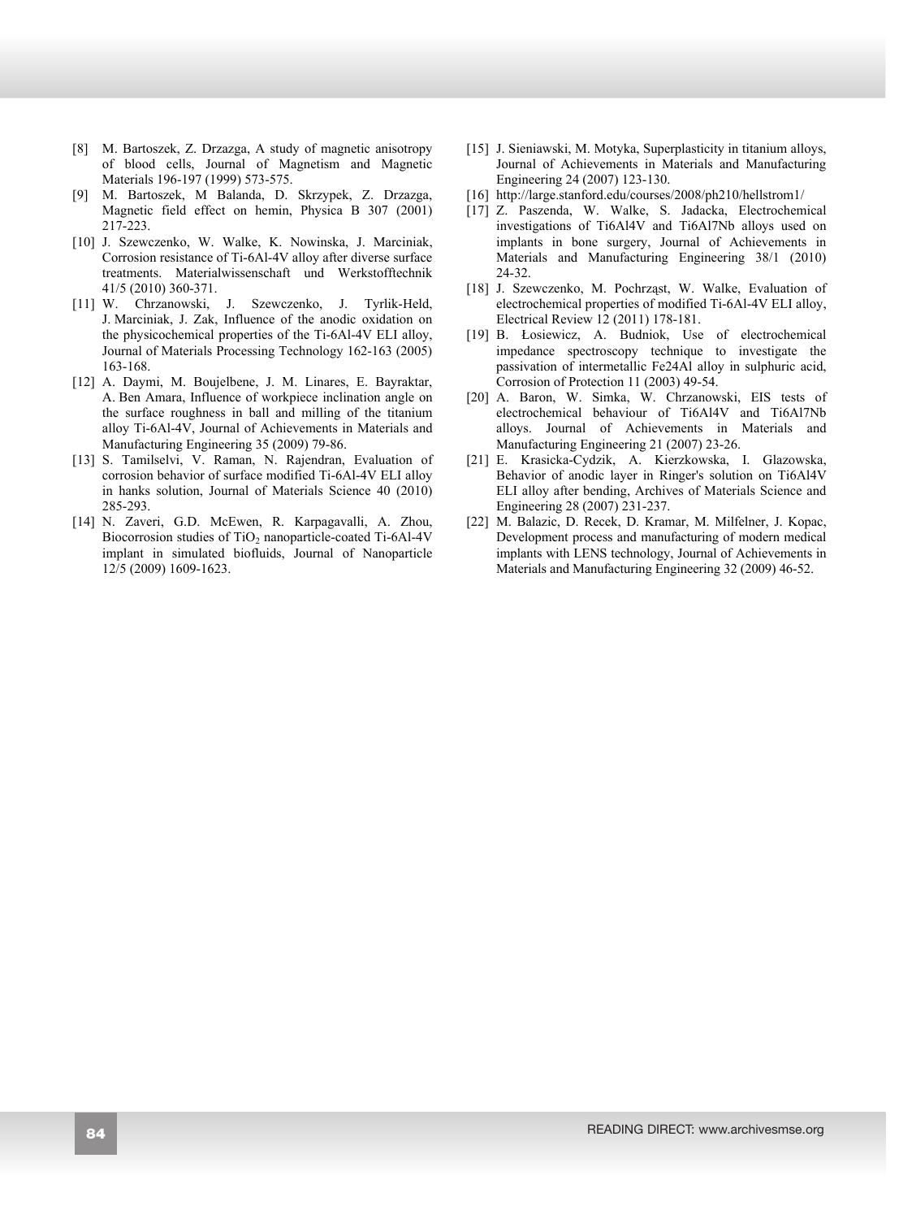[8] M. Bartoszek, Z. Drzazga, A study of magnetic anisotropy of blood cells, Journal of Magnetism and Magnetic Materials 196-197 (1999) 573-575.

[9] M. Bartoszek, M Balanda, D. Skrzypek, Z. Drzazga, Magnetic field effect on hemin, Physica B 307 (2001) 217-223.

[10] J. Szewczenko, W. Walke, K. Nowinska, J. Marciniak, Corrosion resistance of Ti-6Al-4V alloy after diverse surface treatments. Materialwissenschaft und Werkstofftechnik 41/5 (2010) 360-371.

[11] W. Chrzanowski, J. Szewczenko, J. Tyrlik-Held, J. Marciniak, J. Zak, Influence of the anodic oxidation on the physicochemical properties of the Ti-6Al-4V ELI alloy, Journal of Materials Processing Technology 162-163 (2005) 163-168.

[12] A. Daymi, M. Boujelbene, J. M. Linares, E. Bayraktar, A. Ben Amara, Influence of workpiece inclination angle on the surface roughness in ball and milling of the titanium alloy Ti-6Al-4V, Journal of Achievements in Materials and Manufacturing Engineering 35 (2009) 79-86.

[13] S. Tamilselvi, V. Raman, N. Rajendran, Evaluation of corrosion behavior of surface modified Ti-6Al-4V ELI alloy in hanks solution, Journal of Materials Science 40 (2010) 285-293.

[14] N. Zaveri, G.D. McEwen, R. Karpagavalli, A. Zhou, Biocorrosion studies of $TiO_2$ nanoparticle-coated Ti-6Al-4V implant in simulated biofluids, Journal of Nanoparticle 12/5 (2009) 1609-1623.

[15] J. Sieniawski, M. Motyka, Superplasticity in titanium alloys, Journal of Achievements in Materials and Manufacturing Engineering 24 (2007) 123-130.

[16] http://large.stanford.edu/courses/2008/ph210/hellstrom1/

[17] Z. Paszenda, W. Walke, S. Jadacka, Electrochemical investigations of Ti6Al4V and Ti6Al7Nb alloys used on implants in bone surgery, Journal of Achievements in Materials and Manufacturing Engineering 38/1 (2010) 24-32.

[18] J. Szewczenko, M. Pochrząst, W. Walke, Evaluation of electrochemical properties of modified Ti-6Al-4V ELI alloy, Electrical Review 12 (2011) 178-181.

[19] B. Łosiewicz, A. Budniok, Use of electrochemical impedance spectroscopy technique to investigate the passivation of intermetallic Fe24Al alloy in sulphuric acid, Corrosion of Protection 11 (2003) 49-54.

[20] A. Baron, W. Simka, W. Chrzanowski, EIS tests of electrochemical behaviour of Ti6Al4V and Ti6Al7Nb alloys. Journal of Achievements in Materials and Manufacturing Engineering 21 (2007) 23-26.

[21] E. Krasicka-Cydzik, A. Kierzkowska, I. Glazowska, Behavior of anodic layer in Ringer's solution on Ti6Al4V ELI alloy after bending, Archives of Materials Science and Engineering 28 (2007) 231-237.

[22] M. Balazic, D. Recek, D. Kramar, M. Milfelner, J. Kopac, Development process and manufacturing of modern medical implants with LENS technology, Journal of Achievements in Materials and Manufacturing Engineering 32 (2009) 46-52.